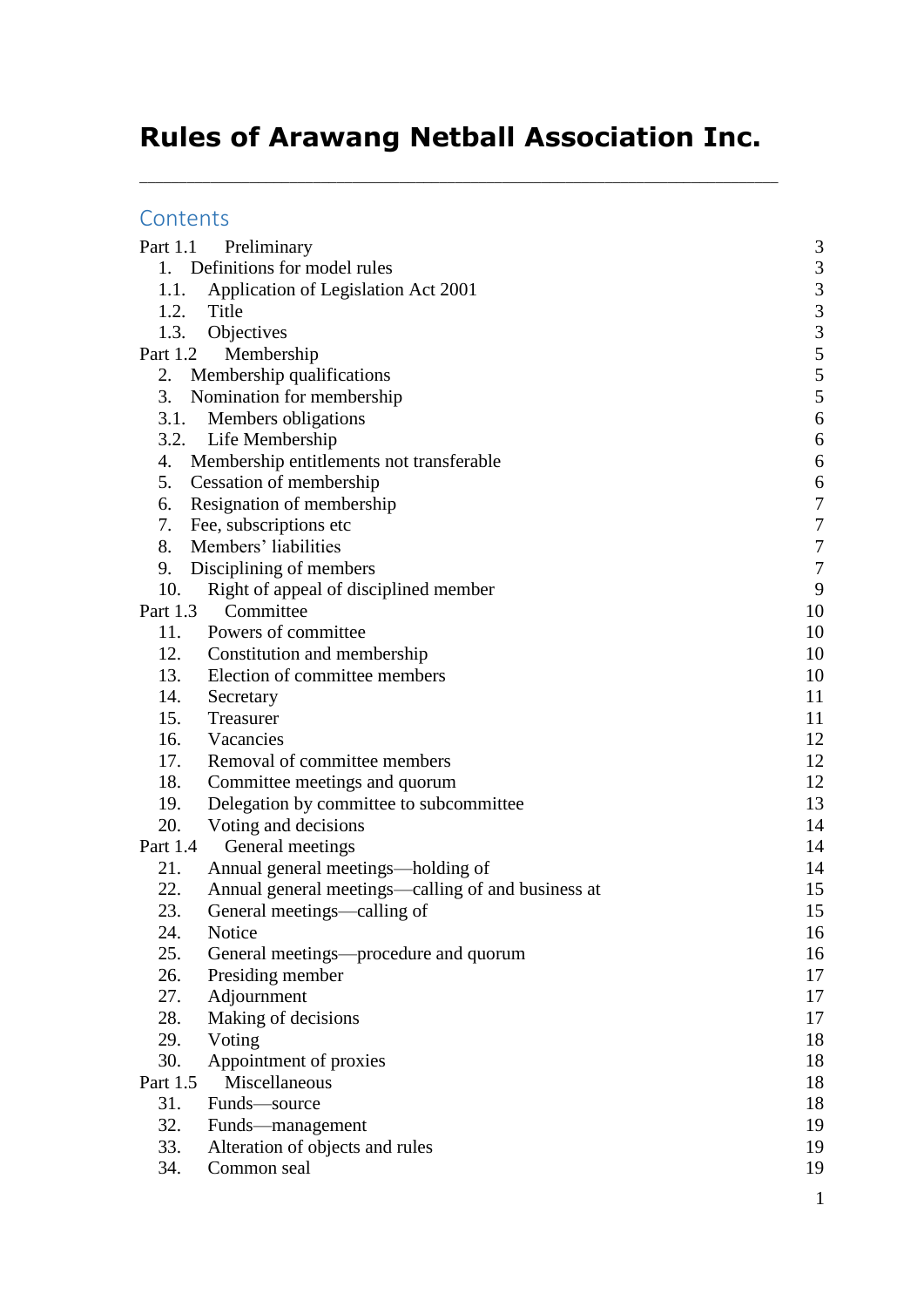# Rules of Arawang Netball Association Inc.

---

## Contents

| | | |
|---|---|---|
| Part 1.1 | Preliminary | 3 |
| 1. | Definitions for model rules | 3 |
| 1.1. | Application of Legislation Act 2001 | 3 |
| 1.2. | Title | 3 |
| 1.3. | Objectives | 3 |
| Part 1.2 | Membership | 5 |
| 2. | Membership qualifications | 5 |
| 3. | Nomination for membership | 5 |
| 3.1. | Members obligations | 6 |
| 3.2. | Life Membership | 6 |
| 4. | Membership entitlements not transferable | 6 |
| 5. | Cessation of membership | 6 |
| 6. | Resignation of membership | 7 |
| 7. | Fee, subscriptions etc | 7 |
| 8. | Members' liabilities | 7 |
| 9. | Disciplining of members | 7 |
| 10. | Right of appeal of disciplined member | 9 |
| Part 1.3 | Committee | 10 |
| 11. | Powers of committee | 10 |
| 12. | Constitution and membership | 10 |
| 13. | Election of committee members | 10 |
| 14. | Secretary | 11 |
| 15. | Treasurer | 11 |
| 16. | Vacancies | 12 |
| 17. | Removal of committee members | 12 |
| 18. | Committee meetings and quorum | 12 |
| 19. | Delegation by committee to subcommittee | 13 |
| 20. | Voting and decisions | 14 |
| Part 1.4 | General meetings | 14 |
| 21. | Annual general meetings—holding of | 14 |
| 22. | Annual general meetings—calling of and business at | 15 |
| 23. | General meetings—calling of | 15 |
| 24. | Notice | 16 |
| 25. | General meetings—procedure and quorum | 16 |
| 26. | Presiding member | 17 |
| 27. | Adjournment | 17 |
| 28. | Making of decisions | 17 |
| 29. | Voting | 18 |
| 30. | Appointment of proxies | 18 |
| Part 1.5 | Miscellaneous | 18 |
| 31. | Funds—source | 18 |
| 32. | Funds—management | 19 |
| 33. | Alteration of objects and rules | 19 |
| 34. | Common seal | 19 |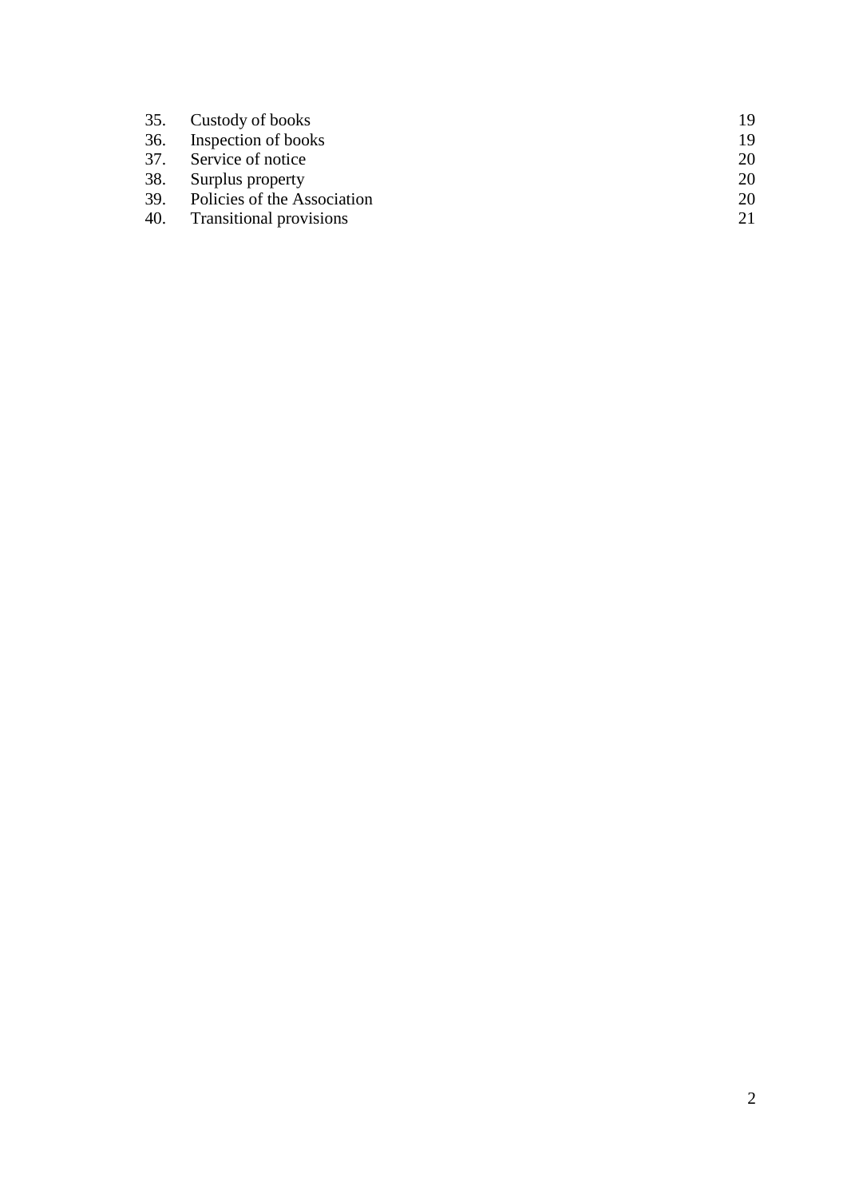| | | |
|---|---|---|
| 35. | Custody of books | 19 |
| 36. | Inspection of books | 19 |
| 37. | Service of notice | 20 |
| 38. | Surplus property | 20 |
| 39. | Policies of the Association | 20 |
| 40. | Transitional provisions | 21 |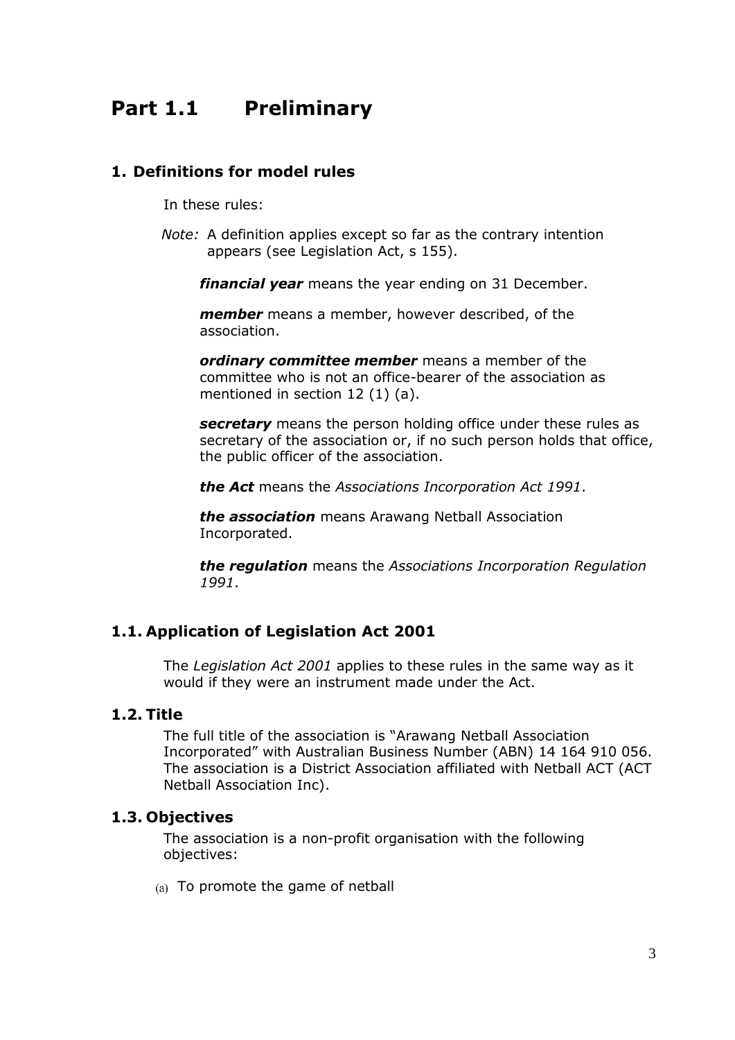# Part 1.1 Preliminary

## 1. Definitions for model rules

In these rules:

*Note:* A definition applies except so far as the contrary intention appears (see Legislation Act, s 155).

***financial year*** means the year ending on 31 December.

***member*** means a member, however described, of the association.

***ordinary committee member*** means a member of the committee who is not an office-bearer of the association as mentioned in section 12 (1) (a).

***secretary*** means the person holding office under these rules as secretary of the association or, if no such person holds that office, the public officer of the association.

***the Act*** means the *Associations Incorporation Act 1991*.

***the association*** means Arawang Netball Association Incorporated.

***the regulation*** means the *Associations Incorporation Regulation 1991*.

## 1.1. Application of Legislation Act 2001

The *Legislation Act 2001* applies to these rules in the same way as it would if they were an instrument made under the Act.

## 1.2. Title

The full title of the association is "Arawang Netball Association Incorporated" with Australian Business Number (ABN) 14 164 910 056. The association is a District Association affiliated with Netball ACT (ACT Netball Association Inc).

## 1.3. Objectives

The association is a non-profit organisation with the following objectives:

(a) To promote the game of netball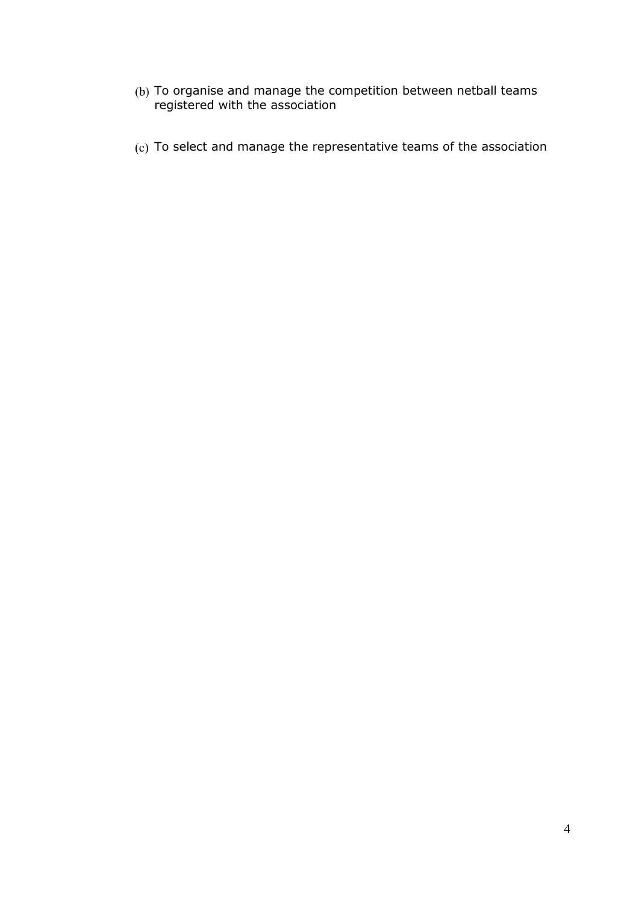(b) To organise and manage the competition between netball teams registered with the association

(c) To select and manage the representative teams of the association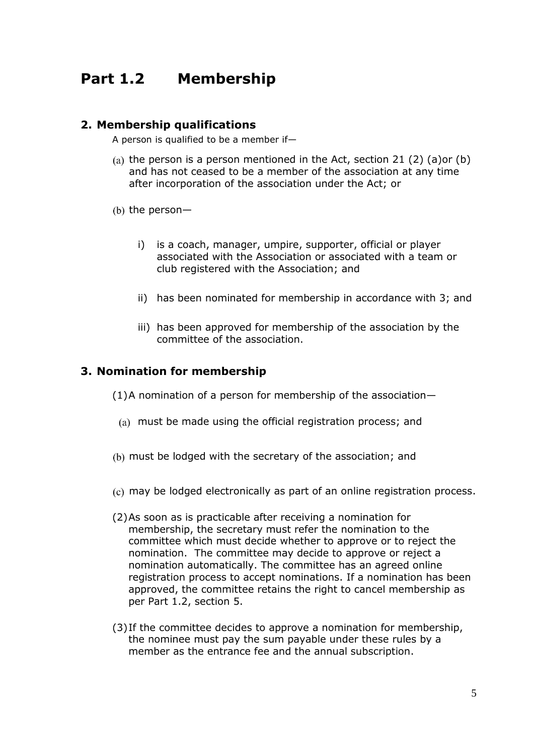# Part 1.2 Membership

## 2. Membership qualifications

A person is qualified to be a member if—

(a) the person is a person mentioned in the Act, section 21 (2) (a)or (b) and has not ceased to be a member of the association at any time after incorporation of the association under the Act; or

(b) the person—

i) is a coach, manager, umpire, supporter, official or player associated with the Association or associated with a team or club registered with the Association; and

ii) has been nominated for membership in accordance with 3; and

iii) has been approved for membership of the association by the committee of the association.

## 3. Nomination for membership

(1) A nomination of a person for membership of the association—

(a) must be made using the official registration process; and

(b) must be lodged with the secretary of the association; and

(c) may be lodged electronically as part of an online registration process.

(2) As soon as is practicable after receiving a nomination for membership, the secretary must refer the nomination to the committee which must decide whether to approve or to reject the nomination. The committee may decide to approve or reject a nomination automatically. The committee has an agreed online registration process to accept nominations. If a nomination has been approved, the committee retains the right to cancel membership as per Part 1.2, section 5.

(3) If the committee decides to approve a nomination for membership, the nominee must pay the sum payable under these rules by a member as the entrance fee and the annual subscription.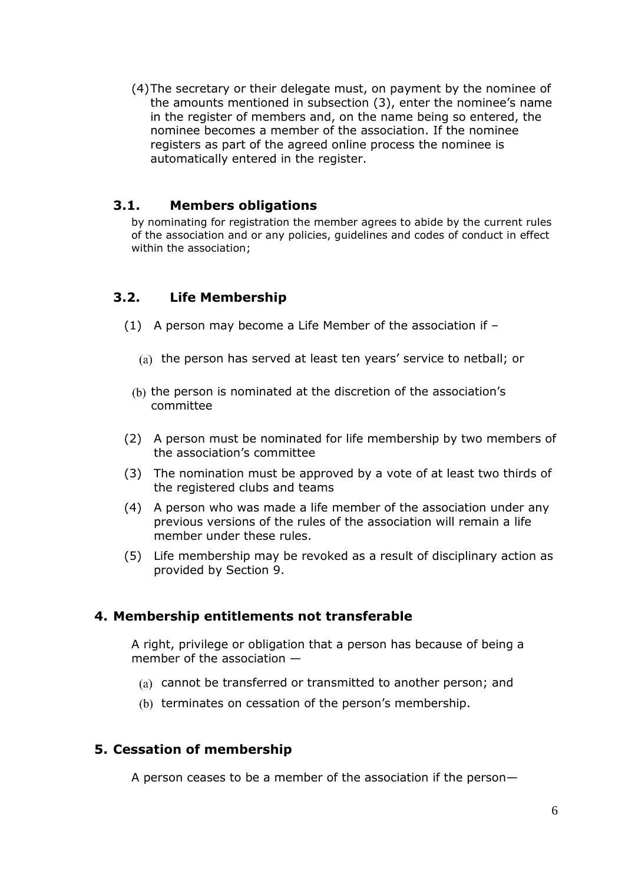(4) The secretary or their delegate must, on payment by the nominee of the amounts mentioned in subsection (3), enter the nominee's name in the register of members and, on the name being so entered, the nominee becomes a member of the association. If the nominee registers as part of the agreed online process the nominee is automatically entered in the register.

### 3.1. Members obligations

by nominating for registration the member agrees to abide by the current rules of the association and or any policies, guidelines and codes of conduct in effect within the association;

### 3.2. Life Membership

(1) A person may become a Life Member of the association if –

(a) the person has served at least ten years' service to netball; or

(b) the person is nominated at the discretion of the association's committee

(2) A person must be nominated for life membership by two members of the association's committee

(3) The nomination must be approved by a vote of at least two thirds of the registered clubs and teams

(4) A person who was made a life member of the association under any previous versions of the rules of the association will remain a life member under these rules.

(5) Life membership may be revoked as a result of disciplinary action as provided by Section 9.

## 4. Membership entitlements not transferable

A right, privilege or obligation that a person has because of being a member of the association —

(a) cannot be transferred or transmitted to another person; and

(b) terminates on cessation of the person's membership.

## 5. Cessation of membership

A person ceases to be a member of the association if the person—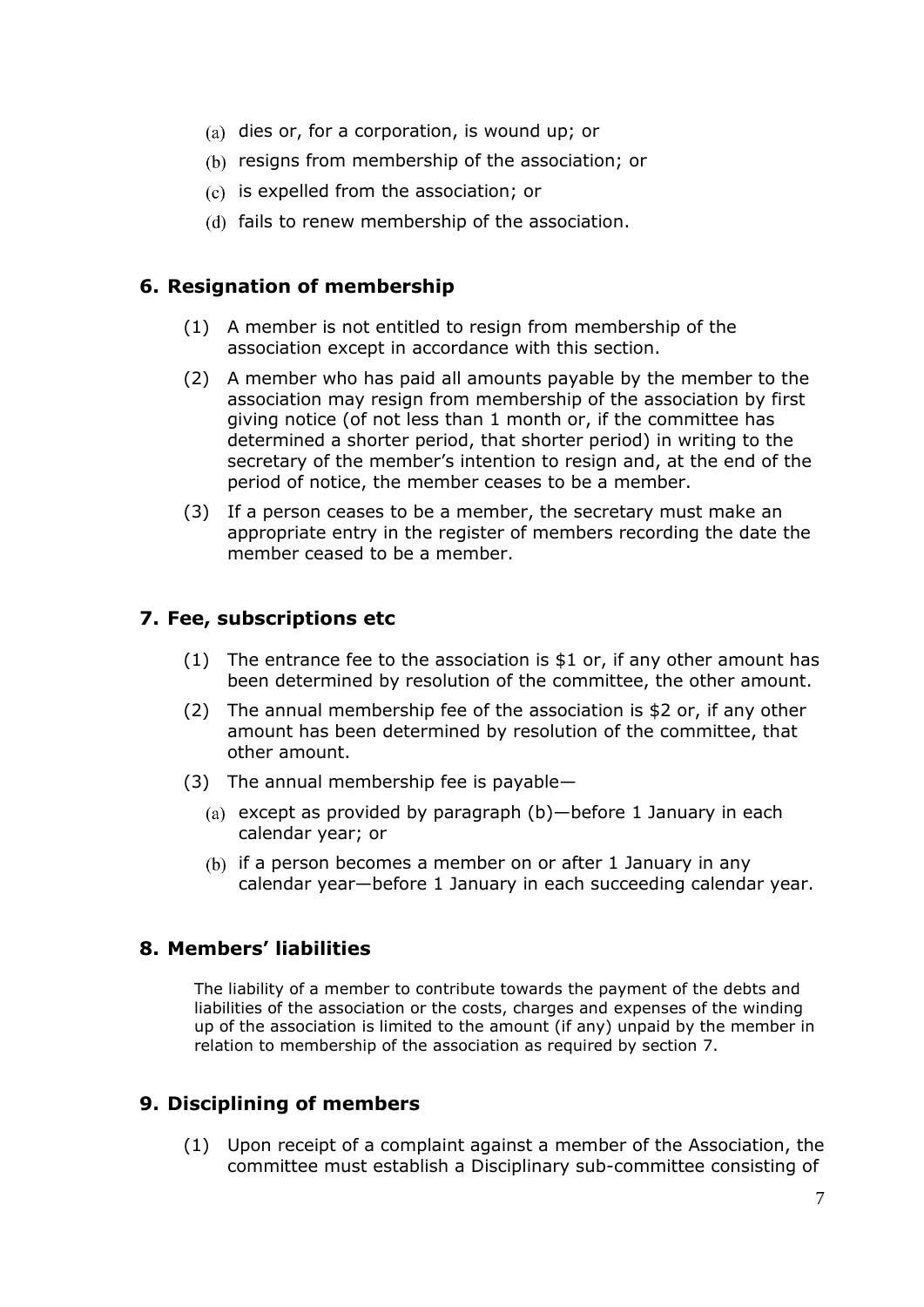(a) dies or, for a corporation, is wound up; or

(b) resigns from membership of the association; or

(c) is expelled from the association; or

(d) fails to renew membership of the association.

## 6. Resignation of membership

(1) A member is not entitled to resign from membership of the association except in accordance with this section.

(2) A member who has paid all amounts payable by the member to the association may resign from membership of the association by first giving notice (of not less than 1 month or, if the committee has determined a shorter period, that shorter period) in writing to the secretary of the member's intention to resign and, at the end of the period of notice, the member ceases to be a member.

(3) If a person ceases to be a member, the secretary must make an appropriate entry in the register of members recording the date the member ceased to be a member.

## 7. Fee, subscriptions etc

(1) The entrance fee to the association is $1 or, if any other amount has been determined by resolution of the committee, the other amount.

(2) The annual membership fee of the association is $2 or, if any other amount has been determined by resolution of the committee, that other amount.

(3) The annual membership fee is payable—

(a) except as provided by paragraph (b)—before 1 January in each calendar year; or

(b) if a person becomes a member on or after 1 January in any calendar year—before 1 January in each succeeding calendar year.

## 8. Members' liabilities

The liability of a member to contribute towards the payment of the debts and liabilities of the association or the costs, charges and expenses of the winding up of the association is limited to the amount (if any) unpaid by the member in relation to membership of the association as required by section 7.

## 9. Disciplining of members

(1) Upon receipt of a complaint against a member of the Association, the committee must establish a Disciplinary sub-committee consisting of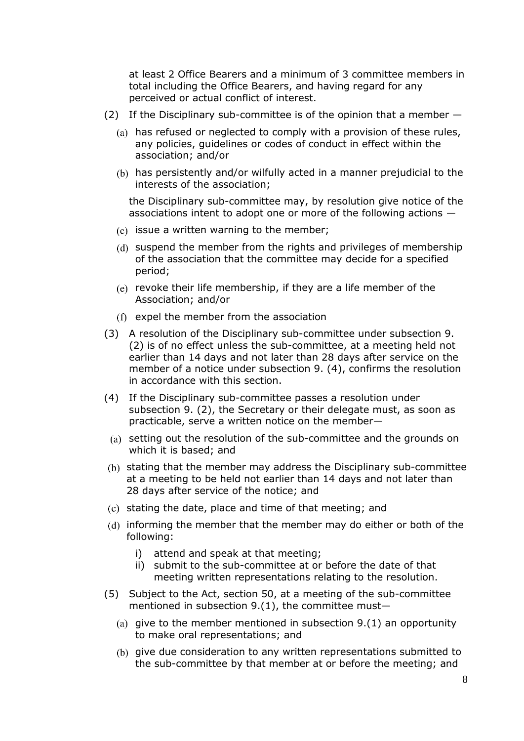at least 2 Office Bearers and a minimum of 3 committee members in total including the Office Bearers, and having regard for any perceived or actual conflict of interest.

(2) If the Disciplinary sub-committee is of the opinion that a member —

(a) has refused or neglected to comply with a provision of these rules, any policies, guidelines or codes of conduct in effect within the association; and/or

(b) has persistently and/or wilfully acted in a manner prejudicial to the interests of the association;

the Disciplinary sub-committee may, by resolution give notice of the associations intent to adopt one or more of the following actions —

(c) issue a written warning to the member;

(d) suspend the member from the rights and privileges of membership of the association that the committee may decide for a specified period;

(e) revoke their life membership, if they are a life member of the Association; and/or

(f) expel the member from the association

(3) A resolution of the Disciplinary sub-committee under subsection 9. (2) is of no effect unless the sub-committee, at a meeting held not earlier than 14 days and not later than 28 days after service on the member of a notice under subsection 9. (4), confirms the resolution in accordance with this section.

(4) If the Disciplinary sub-committee passes a resolution under subsection 9. (2), the Secretary or their delegate must, as soon as practicable, serve a written notice on the member—

(a) setting out the resolution of the sub-committee and the grounds on which it is based; and

(b) stating that the member may address the Disciplinary sub-committee at a meeting to be held not earlier than 14 days and not later than 28 days after service of the notice; and

(c) stating the date, place and time of that meeting; and

(d) informing the member that the member may do either or both of the following:

i) attend and speak at that meeting;

ii) submit to the sub-committee at or before the date of that meeting written representations relating to the resolution.

(5) Subject to the Act, section 50, at a meeting of the sub-committee mentioned in subsection 9.(1), the committee must—

(a) give to the member mentioned in subsection 9.(1) an opportunity to make oral representations; and

(b) give due consideration to any written representations submitted to the sub-committee by that member at or before the meeting; and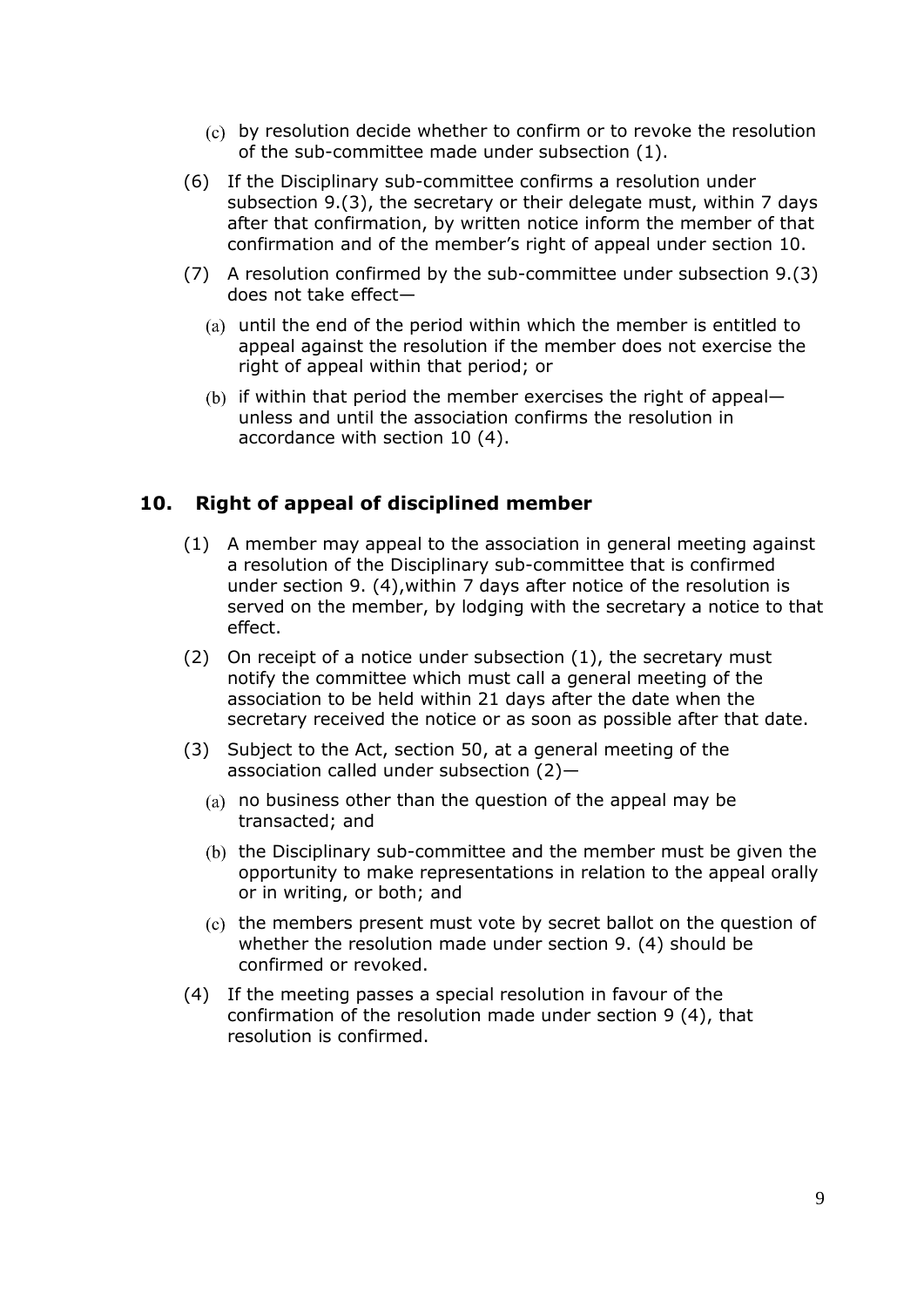(c) by resolution decide whether to confirm or to revoke the resolution of the sub-committee made under subsection (1).

(6) If the Disciplinary sub-committee confirms a resolution under subsection 9.(3), the secretary or their delegate must, within 7 days after that confirmation, by written notice inform the member of that confirmation and of the member's right of appeal under section 10.

(7) A resolution confirmed by the sub-committee under subsection 9.(3) does not take effect—

(a) until the end of the period within which the member is entitled to appeal against the resolution if the member does not exercise the right of appeal within that period; or

(b) if within that period the member exercises the right of appeal—unless and until the association confirms the resolution in accordance with section 10 (4).

## 10. Right of appeal of disciplined member

(1) A member may appeal to the association in general meeting against a resolution of the Disciplinary sub-committee that is confirmed under section 9. (4),within 7 days after notice of the resolution is served on the member, by lodging with the secretary a notice to that effect.

(2) On receipt of a notice under subsection (1), the secretary must notify the committee which must call a general meeting of the association to be held within 21 days after the date when the secretary received the notice or as soon as possible after that date.

(3) Subject to the Act, section 50, at a general meeting of the association called under subsection (2)—

(a) no business other than the question of the appeal may be transacted; and

(b) the Disciplinary sub-committee and the member must be given the opportunity to make representations in relation to the appeal orally or in writing, or both; and

(c) the members present must vote by secret ballot on the question of whether the resolution made under section 9. (4) should be confirmed or revoked.

(4) If the meeting passes a special resolution in favour of the confirmation of the resolution made under section 9 (4), that resolution is confirmed.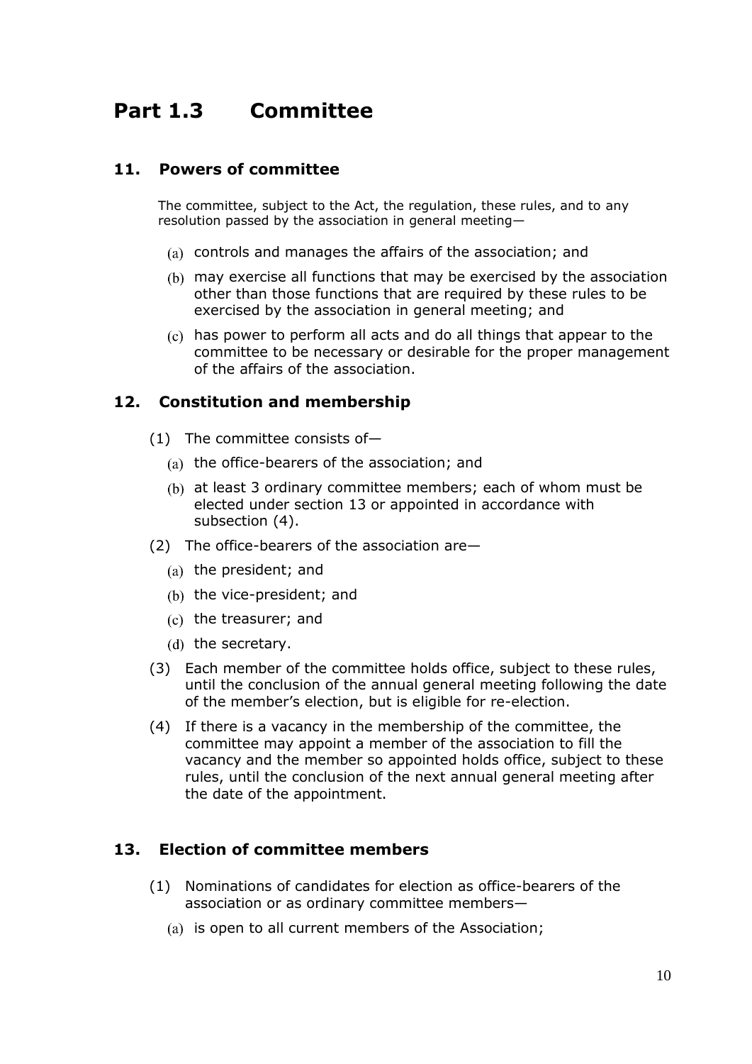# Part 1.3 Committee

## 11. Powers of committee

The committee, subject to the Act, the regulation, these rules, and to any resolution passed by the association in general meeting—

(a) controls and manages the affairs of the association; and

(b) may exercise all functions that may be exercised by the association other than those functions that are required by these rules to be exercised by the association in general meeting; and

(c) has power to perform all acts and do all things that appear to the committee to be necessary or desirable for the proper management of the affairs of the association.

## 12. Constitution and membership

(1) The committee consists of—

(a) the office-bearers of the association; and

(b) at least 3 ordinary committee members; each of whom must be elected under section 13 or appointed in accordance with subsection (4).

(2) The office-bearers of the association are—

(a) the president; and

(b) the vice-president; and

(c) the treasurer; and

(d) the secretary.

(3) Each member of the committee holds office, subject to these rules, until the conclusion of the annual general meeting following the date of the member's election, but is eligible for re-election.

(4) If there is a vacancy in the membership of the committee, the committee may appoint a member of the association to fill the vacancy and the member so appointed holds office, subject to these rules, until the conclusion of the next annual general meeting after the date of the appointment.

## 13. Election of committee members

(1) Nominations of candidates for election as office-bearers of the association or as ordinary committee members—

(a) is open to all current members of the Association;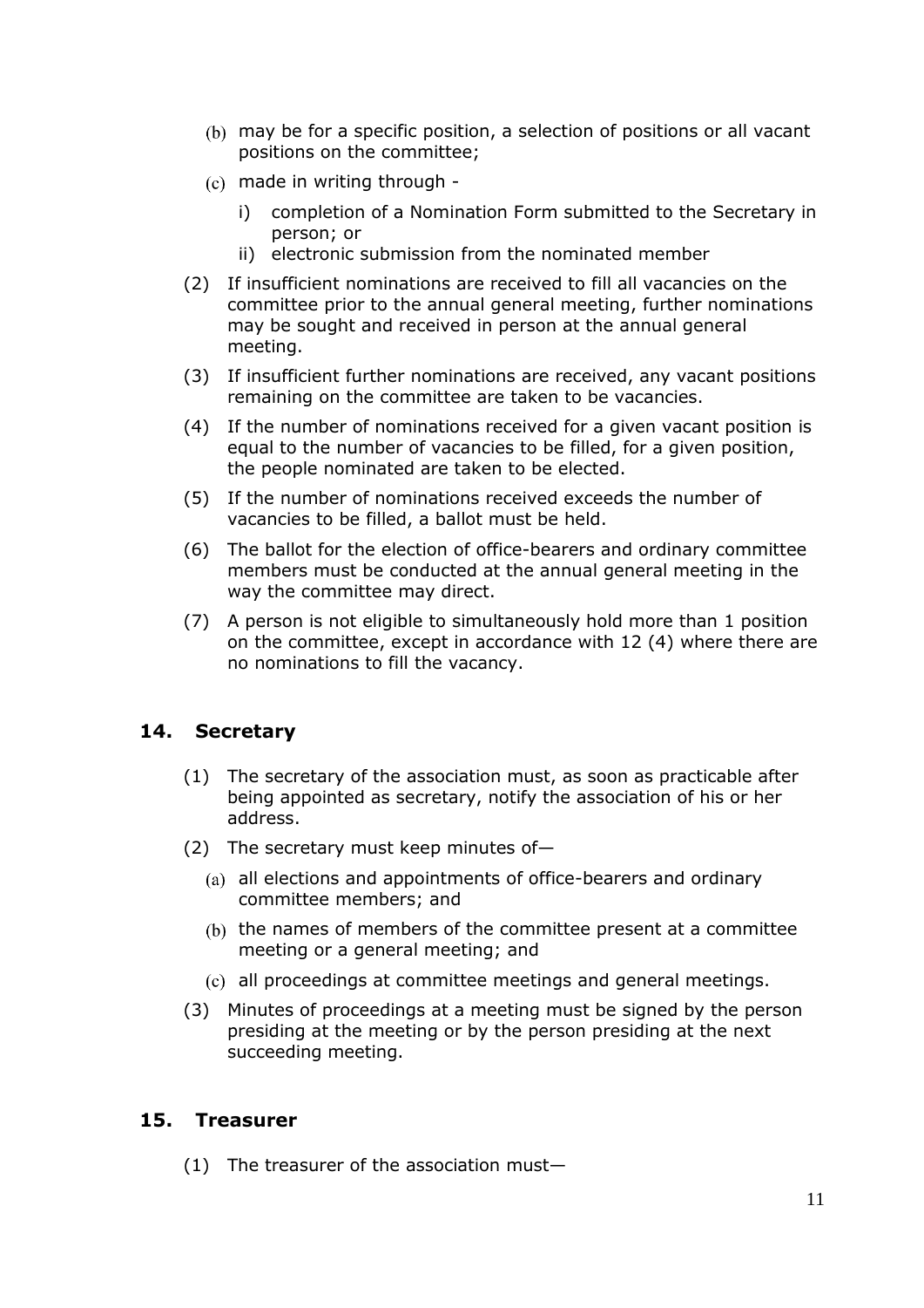(b) may be for a specific position, a selection of positions or all vacant positions on the committee;

(c) made in writing through -

   i) completion of a Nomination Form submitted to the Secretary in person; or

   ii) electronic submission from the nominated member

(2) If insufficient nominations are received to fill all vacancies on the committee prior to the annual general meeting, further nominations may be sought and received in person at the annual general meeting.

(3) If insufficient further nominations are received, any vacant positions remaining on the committee are taken to be vacancies.

(4) If the number of nominations received for a given vacant position is equal to the number of vacancies to be filled, for a given position, the people nominated are taken to be elected.

(5) If the number of nominations received exceeds the number of vacancies to be filled, a ballot must be held.

(6) The ballot for the election of office-bearers and ordinary committee members must be conducted at the annual general meeting in the way the committee may direct.

(7) A person is not eligible to simultaneously hold more than 1 position on the committee, except in accordance with 12 (4) where there are no nominations to fill the vacancy.

## 14. Secretary

(1) The secretary of the association must, as soon as practicable after being appointed as secretary, notify the association of his or her address.

(2) The secretary must keep minutes of—

   (a) all elections and appointments of office-bearers and ordinary committee members; and

   (b) the names of members of the committee present at a committee meeting or a general meeting; and

   (c) all proceedings at committee meetings and general meetings.

(3) Minutes of proceedings at a meeting must be signed by the person presiding at the meeting or by the person presiding at the next succeeding meeting.

## 15. Treasurer

(1) The treasurer of the association must—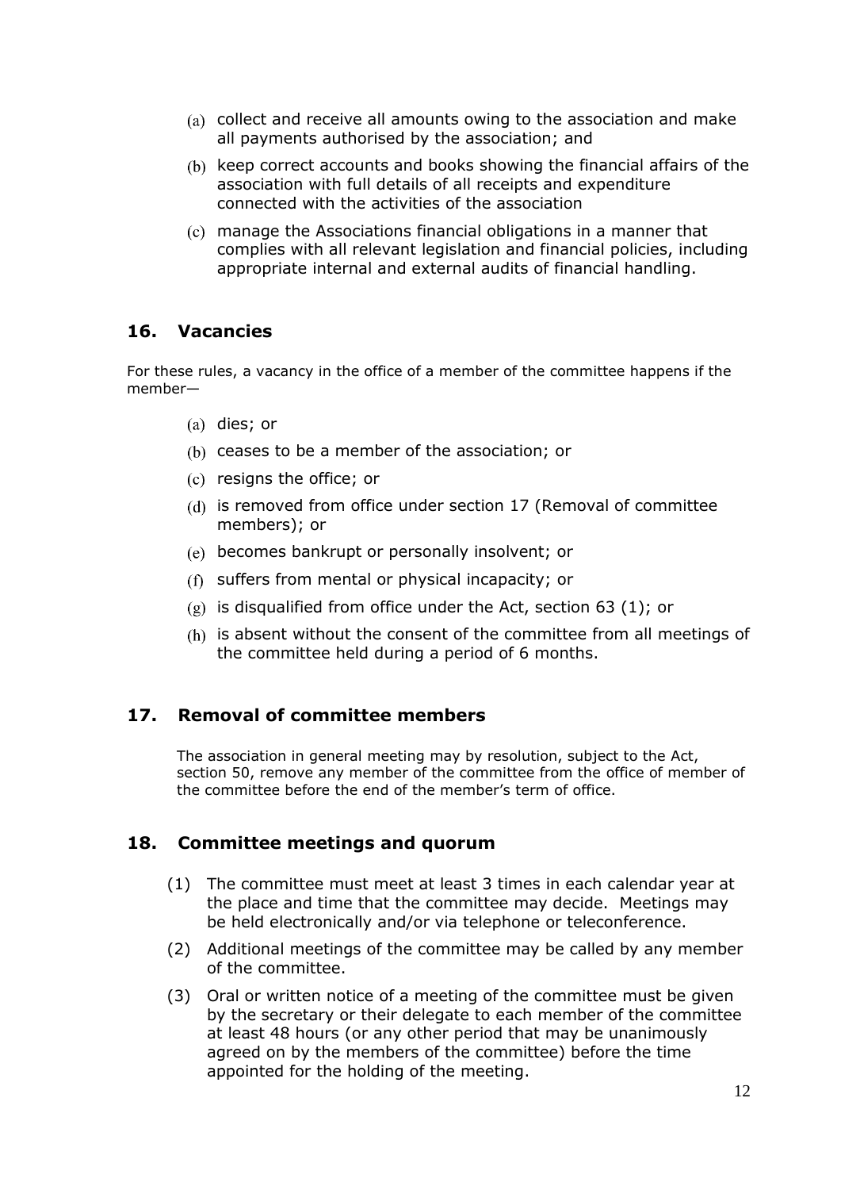(a) collect and receive all amounts owing to the association and make all payments authorised by the association; and

(b) keep correct accounts and books showing the financial affairs of the association with full details of all receipts and expenditure connected with the activities of the association

(c) manage the Associations financial obligations in a manner that complies with all relevant legislation and financial policies, including appropriate internal and external audits of financial handling.

## 16. Vacancies

For these rules, a vacancy in the office of a member of the committee happens if the member—

(a) dies; or

(b) ceases to be a member of the association; or

(c) resigns the office; or

(d) is removed from office under section 17 (Removal of committee members); or

(e) becomes bankrupt or personally insolvent; or

(f) suffers from mental or physical incapacity; or

(g) is disqualified from office under the Act, section 63 (1); or

(h) is absent without the consent of the committee from all meetings of the committee held during a period of 6 months.

## 17. Removal of committee members

The association in general meeting may by resolution, subject to the Act, section 50, remove any member of the committee from the office of member of the committee before the end of the member's term of office.

## 18. Committee meetings and quorum

(1) The committee must meet at least 3 times in each calendar year at the place and time that the committee may decide. Meetings may be held electronically and/or via telephone or teleconference.

(2) Additional meetings of the committee may be called by any member of the committee.

(3) Oral or written notice of a meeting of the committee must be given by the secretary or their delegate to each member of the committee at least 48 hours (or any other period that may be unanimously agreed on by the members of the committee) before the time appointed for the holding of the meeting.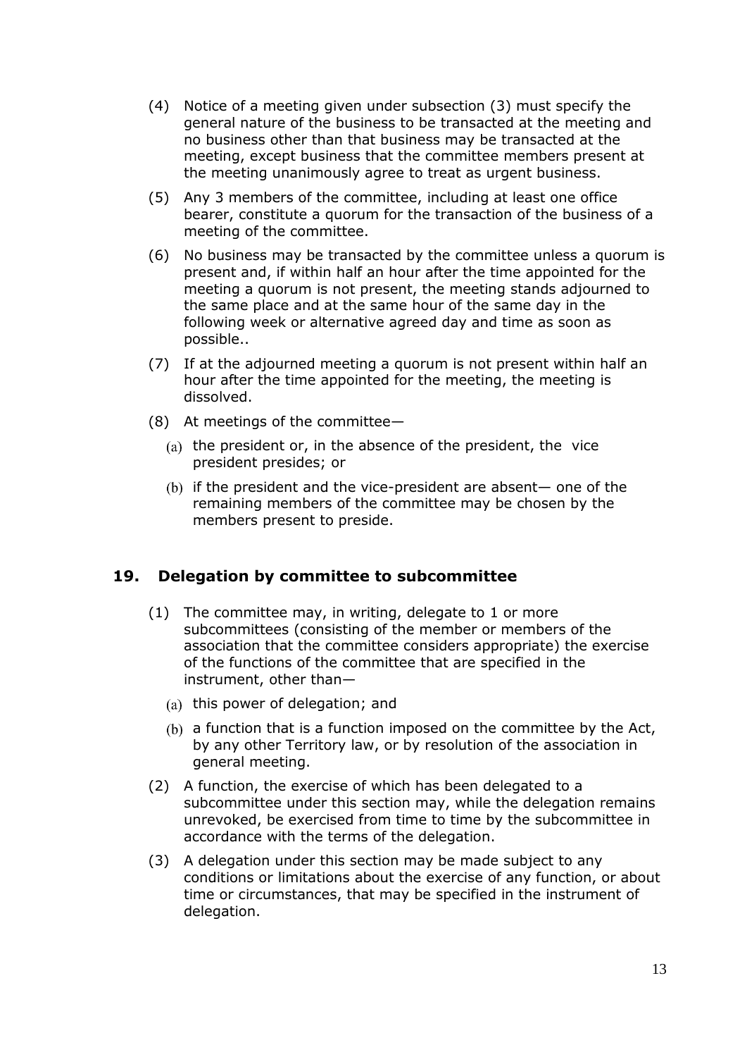(4) Notice of a meeting given under subsection (3) must specify the general nature of the business to be transacted at the meeting and no business other than that business may be transacted at the meeting, except business that the committee members present at the meeting unanimously agree to treat as urgent business.

(5) Any 3 members of the committee, including at least one office bearer, constitute a quorum for the transaction of the business of a meeting of the committee.

(6) No business may be transacted by the committee unless a quorum is present and, if within half an hour after the time appointed for the meeting a quorum is not present, the meeting stands adjourned to the same place and at the same hour of the same day in the following week or alternative agreed day and time as soon as possible..

(7) If at the adjourned meeting a quorum is not present within half an hour after the time appointed for the meeting, the meeting is dissolved.

(8) At meetings of the committee—

   (a) the president or, in the absence of the president, the vice president presides; or

   (b) if the president and the vice-president are absent— one of the remaining members of the committee may be chosen by the members present to preside.

## 19. Delegation by committee to subcommittee

(1) The committee may, in writing, delegate to 1 or more subcommittees (consisting of the member or members of the association that the committee considers appropriate) the exercise of the functions of the committee that are specified in the instrument, other than—

   (a) this power of delegation; and

   (b) a function that is a function imposed on the committee by the Act, by any other Territory law, or by resolution of the association in general meeting.

(2) A function, the exercise of which has been delegated to a subcommittee under this section may, while the delegation remains unrevoked, be exercised from time to time by the subcommittee in accordance with the terms of the delegation.

(3) A delegation under this section may be made subject to any conditions or limitations about the exercise of any function, or about time or circumstances, that may be specified in the instrument of delegation.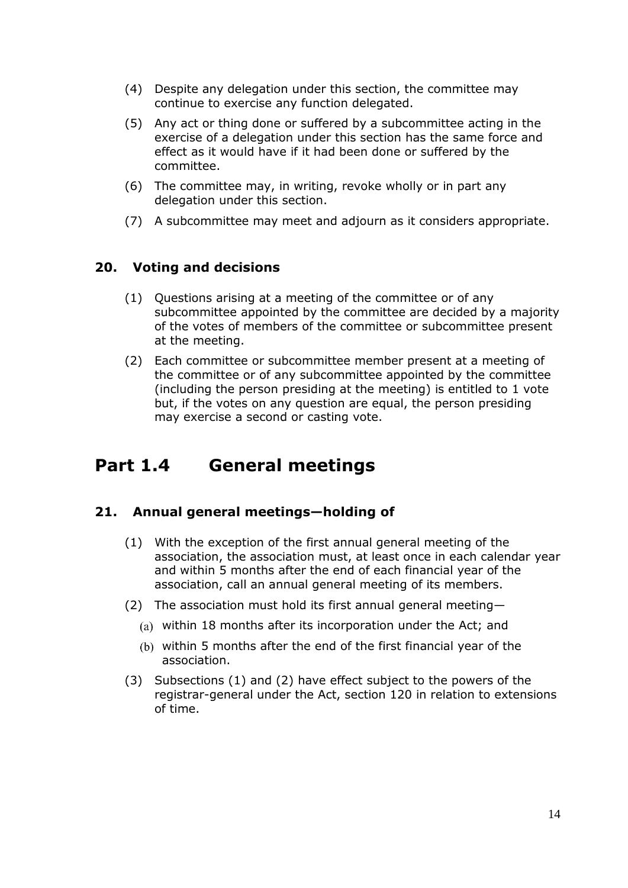(4) Despite any delegation under this section, the committee may continue to exercise any function delegated.

(5) Any act or thing done or suffered by a subcommittee acting in the exercise of a delegation under this section has the same force and effect as it would have if it had been done or suffered by the committee.

(6) The committee may, in writing, revoke wholly or in part any delegation under this section.

(7) A subcommittee may meet and adjourn as it considers appropriate.

### 20. Voting and decisions

(1) Questions arising at a meeting of the committee or of any subcommittee appointed by the committee are decided by a majority of the votes of members of the committee or subcommittee present at the meeting.

(2) Each committee or subcommittee member present at a meeting of the committee or of any subcommittee appointed by the committee (including the person presiding at the meeting) is entitled to 1 vote but, if the votes on any question are equal, the person presiding may exercise a second or casting vote.

## Part 1.4 General meetings

### 21. Annual general meetings—holding of

(1) With the exception of the first annual general meeting of the association, the association must, at least once in each calendar year and within 5 months after the end of each financial year of the association, call an annual general meeting of its members.

(2) The association must hold its first annual general meeting—

(a) within 18 months after its incorporation under the Act; and

(b) within 5 months after the end of the first financial year of the association.

(3) Subsections (1) and (2) have effect subject to the powers of the registrar-general under the Act, section 120 in relation to extensions of time.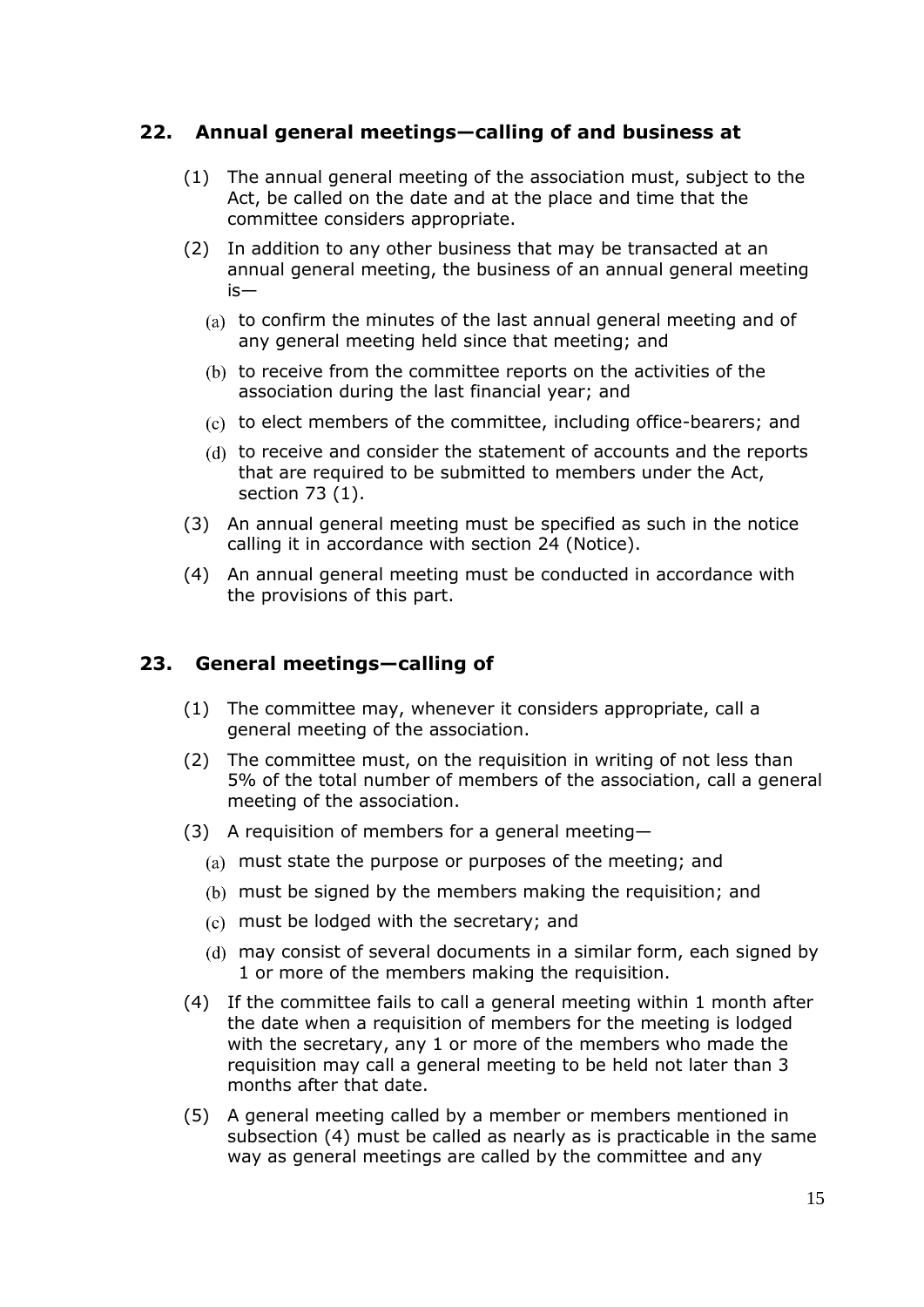## 22. Annual general meetings—calling of and business at

(1) The annual general meeting of the association must, subject to the Act, be called on the date and at the place and time that the committee considers appropriate.

(2) In addition to any other business that may be transacted at an annual general meeting, the business of an annual general meeting is—

(a) to confirm the minutes of the last annual general meeting and of any general meeting held since that meeting; and

(b) to receive from the committee reports on the activities of the association during the last financial year; and

(c) to elect members of the committee, including office-bearers; and

(d) to receive and consider the statement of accounts and the reports that are required to be submitted to members under the Act, section 73 (1).

(3) An annual general meeting must be specified as such in the notice calling it in accordance with section 24 (Notice).

(4) An annual general meeting must be conducted in accordance with the provisions of this part.

## 23. General meetings—calling of

(1) The committee may, whenever it considers appropriate, call a general meeting of the association.

(2) The committee must, on the requisition in writing of not less than 5% of the total number of members of the association, call a general meeting of the association.

(3) A requisition of members for a general meeting—

(a) must state the purpose or purposes of the meeting; and

(b) must be signed by the members making the requisition; and

(c) must be lodged with the secretary; and

(d) may consist of several documents in a similar form, each signed by 1 or more of the members making the requisition.

(4) If the committee fails to call a general meeting within 1 month after the date when a requisition of members for the meeting is lodged with the secretary, any 1 or more of the members who made the requisition may call a general meeting to be held not later than 3 months after that date.

(5) A general meeting called by a member or members mentioned in subsection (4) must be called as nearly as is practicable in the same way as general meetings are called by the committee and any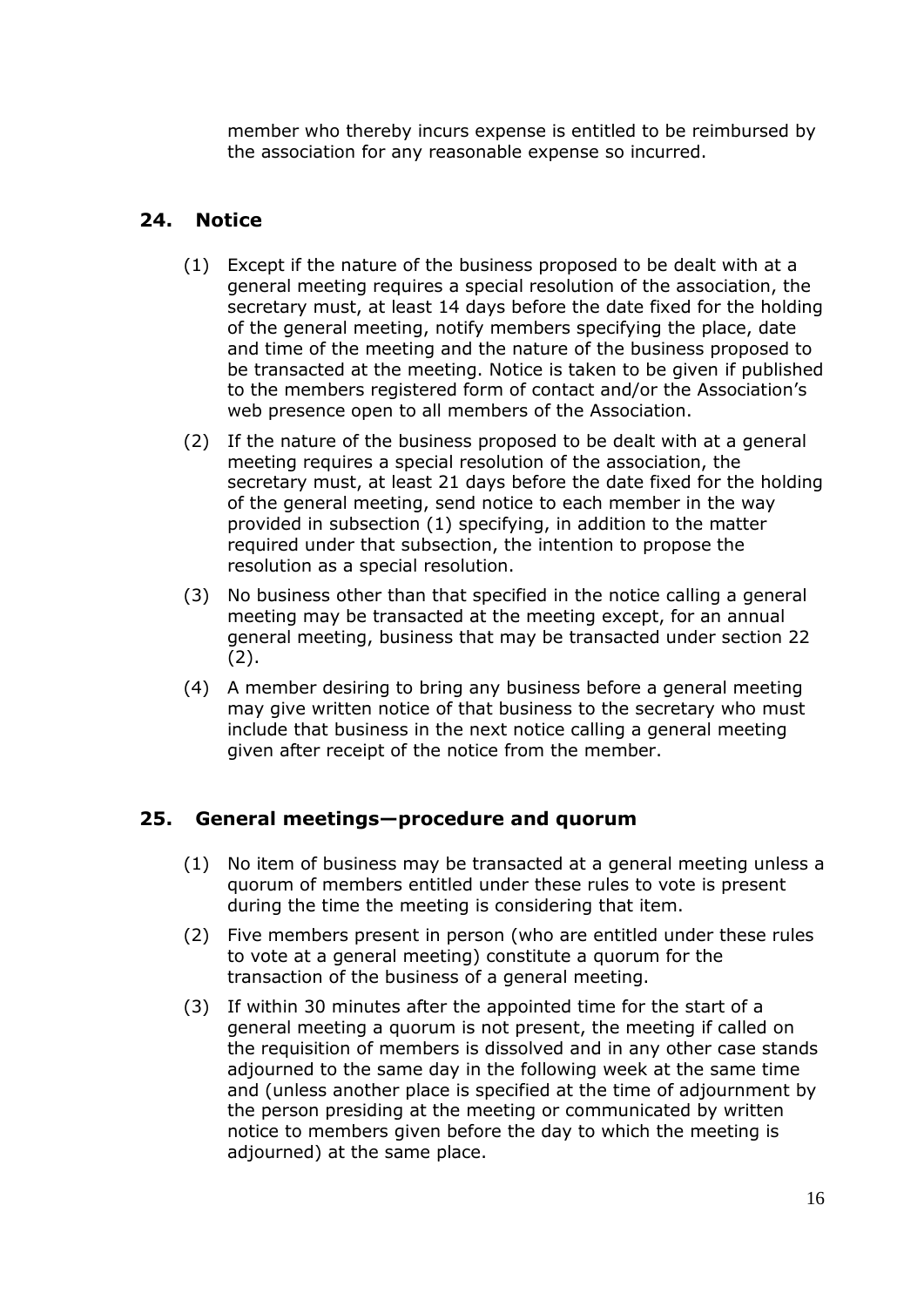member who thereby incurs expense is entitled to be reimbursed by the association for any reasonable expense so incurred.

## 24. Notice

(1) Except if the nature of the business proposed to be dealt with at a general meeting requires a special resolution of the association, the secretary must, at least 14 days before the date fixed for the holding of the general meeting, notify members specifying the place, date and time of the meeting and the nature of the business proposed to be transacted at the meeting. Notice is taken to be given if published to the members registered form of contact and/or the Association's web presence open to all members of the Association.

(2) If the nature of the business proposed to be dealt with at a general meeting requires a special resolution of the association, the secretary must, at least 21 days before the date fixed for the holding of the general meeting, send notice to each member in the way provided in subsection (1) specifying, in addition to the matter required under that subsection, the intention to propose the resolution as a special resolution.

(3) No business other than that specified in the notice calling a general meeting may be transacted at the meeting except, for an annual general meeting, business that may be transacted under section 22 (2).

(4) A member desiring to bring any business before a general meeting may give written notice of that business to the secretary who must include that business in the next notice calling a general meeting given after receipt of the notice from the member.

## 25. General meetings—procedure and quorum

(1) No item of business may be transacted at a general meeting unless a quorum of members entitled under these rules to vote is present during the time the meeting is considering that item.

(2) Five members present in person (who are entitled under these rules to vote at a general meeting) constitute a quorum for the transaction of the business of a general meeting.

(3) If within 30 minutes after the appointed time for the start of a general meeting a quorum is not present, the meeting if called on the requisition of members is dissolved and in any other case stands adjourned to the same day in the following week at the same time and (unless another place is specified at the time of adjournment by the person presiding at the meeting or communicated by written notice to members given before the day to which the meeting is adjourned) at the same place.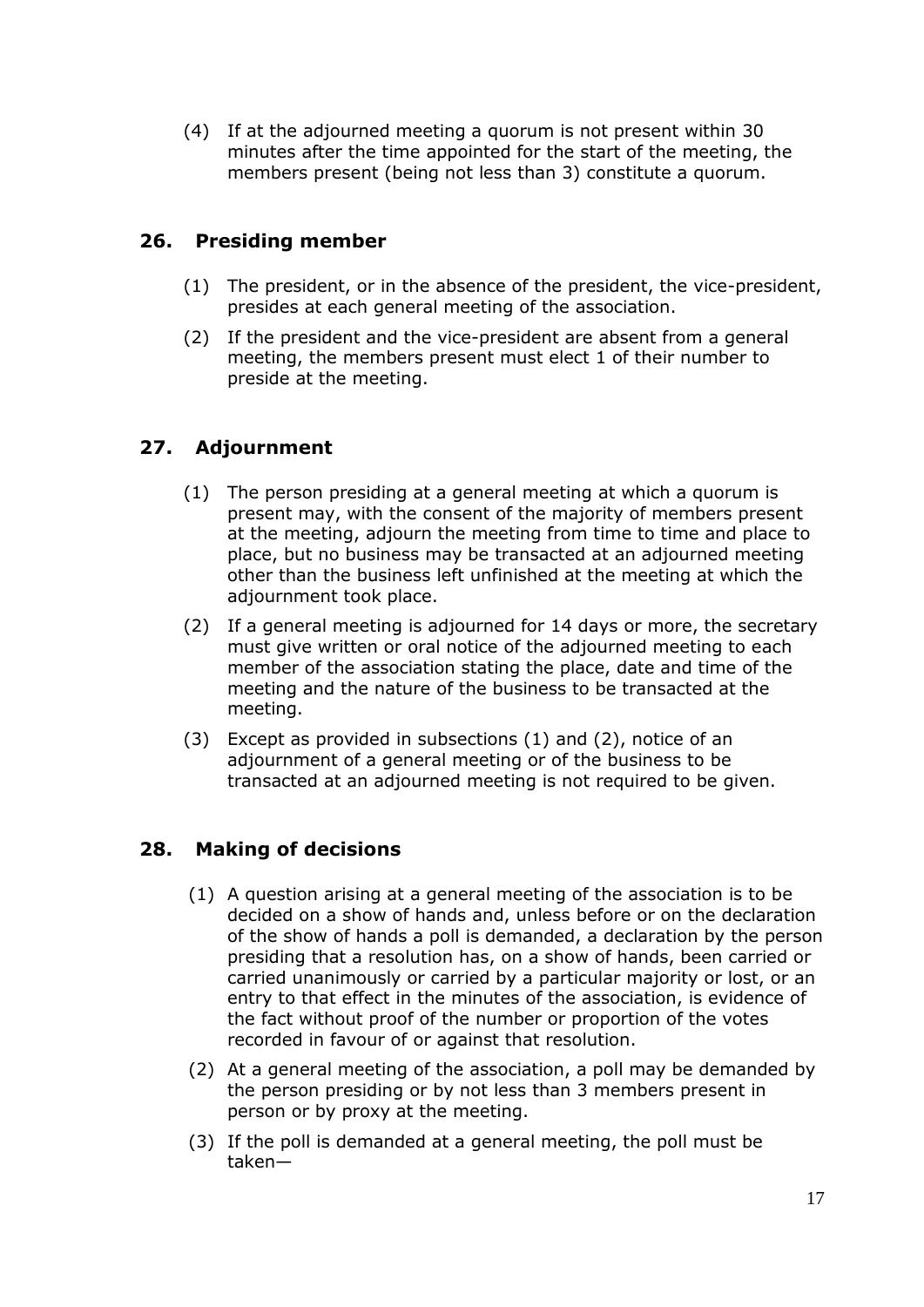(4) If at the adjourned meeting a quorum is not present within 30 minutes after the time appointed for the start of the meeting, the members present (being not less than 3) constitute a quorum.

## 26. Presiding member

(1) The president, or in the absence of the president, the vice-president, presides at each general meeting of the association.

(2) If the president and the vice-president are absent from a general meeting, the members present must elect 1 of their number to preside at the meeting.

## 27. Adjournment

(1) The person presiding at a general meeting at which a quorum is present may, with the consent of the majority of members present at the meeting, adjourn the meeting from time to time and place to place, but no business may be transacted at an adjourned meeting other than the business left unfinished at the meeting at which the adjournment took place.

(2) If a general meeting is adjourned for 14 days or more, the secretary must give written or oral notice of the adjourned meeting to each member of the association stating the place, date and time of the meeting and the nature of the business to be transacted at the meeting.

(3) Except as provided in subsections (1) and (2), notice of an adjournment of a general meeting or of the business to be transacted at an adjourned meeting is not required to be given.

## 28. Making of decisions

(1) A question arising at a general meeting of the association is to be decided on a show of hands and, unless before or on the declaration of the show of hands a poll is demanded, a declaration by the person presiding that a resolution has, on a show of hands, been carried or carried unanimously or carried by a particular majority or lost, or an entry to that effect in the minutes of the association, is evidence of the fact without proof of the number or proportion of the votes recorded in favour of or against that resolution.

(2) At a general meeting of the association, a poll may be demanded by the person presiding or by not less than 3 members present in person or by proxy at the meeting.

(3) If the poll is demanded at a general meeting, the poll must be taken—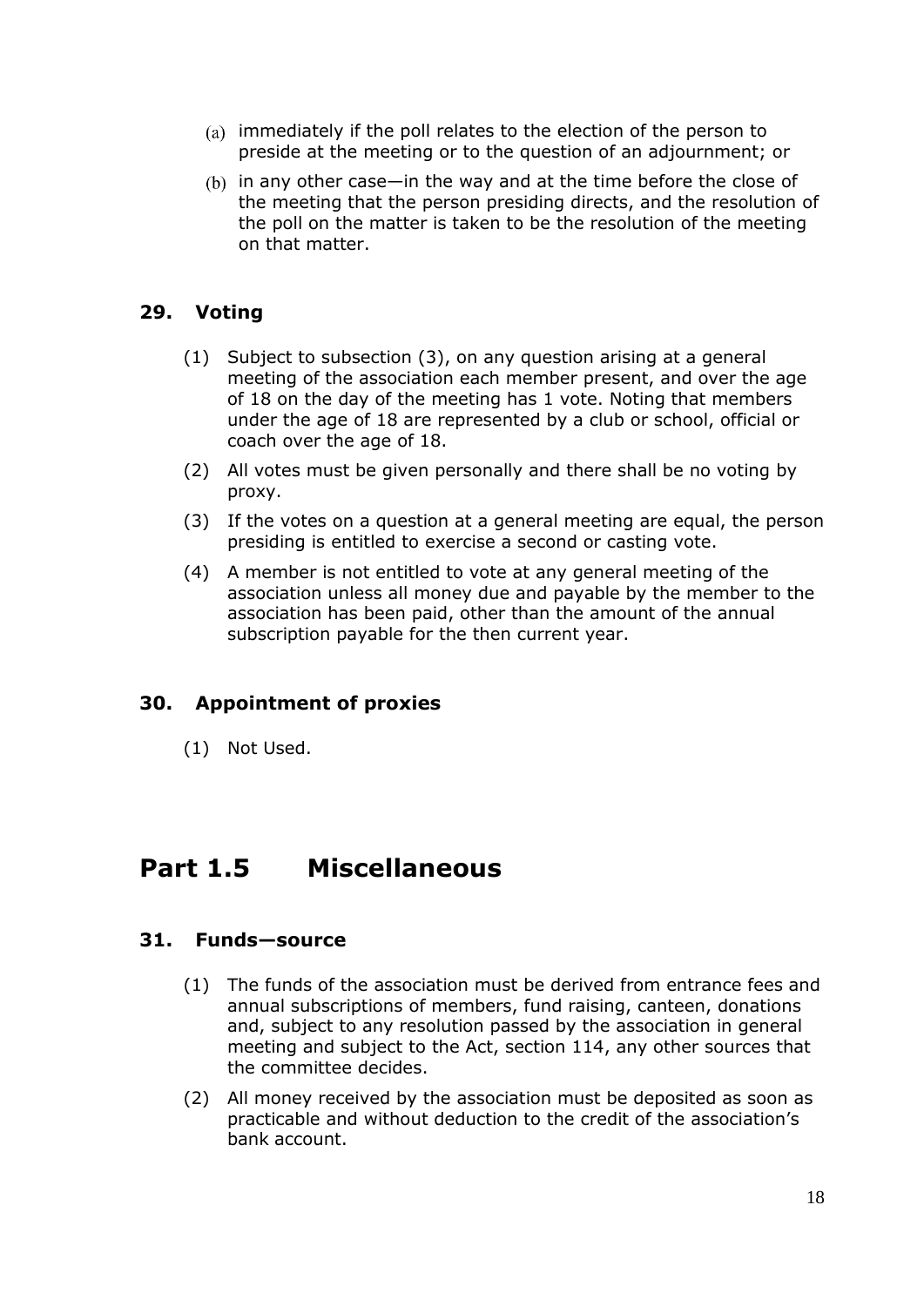(a) immediately if the poll relates to the election of the person to preside at the meeting or to the question of an adjournment; or

(b) in any other case—in the way and at the time before the close of the meeting that the person presiding directs, and the resolution of the poll on the matter is taken to be the resolution of the meeting on that matter.

### 29. Voting

(1) Subject to subsection (3), on any question arising at a general meeting of the association each member present, and over the age of 18 on the day of the meeting has 1 vote. Noting that members under the age of 18 are represented by a club or school, official or coach over the age of 18.

(2) All votes must be given personally and there shall be no voting by proxy.

(3) If the votes on a question at a general meeting are equal, the person presiding is entitled to exercise a second or casting vote.

(4) A member is not entitled to vote at any general meeting of the association unless all money due and payable by the member to the association has been paid, other than the amount of the annual subscription payable for the then current year.

### 30. Appointment of proxies

(1) Not Used.

## Part 1.5 Miscellaneous

### 31. Funds—source

(1) The funds of the association must be derived from entrance fees and annual subscriptions of members, fund raising, canteen, donations and, subject to any resolution passed by the association in general meeting and subject to the Act, section 114, any other sources that the committee decides.

(2) All money received by the association must be deposited as soon as practicable and without deduction to the credit of the association's bank account.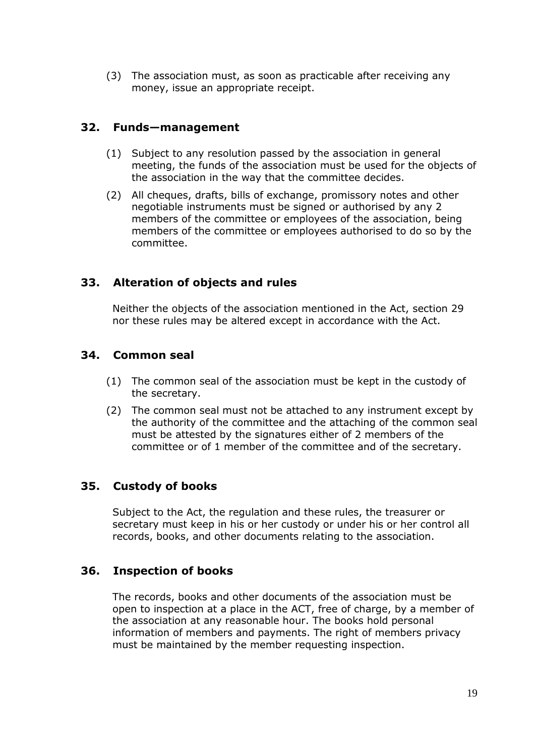(3) The association must, as soon as practicable after receiving any money, issue an appropriate receipt.

## 32. Funds—management

(1) Subject to any resolution passed by the association in general meeting, the funds of the association must be used for the objects of the association in the way that the committee decides.

(2) All cheques, drafts, bills of exchange, promissory notes and other negotiable instruments must be signed or authorised by any 2 members of the committee or employees of the association, being members of the committee or employees authorised to do so by the committee.

## 33. Alteration of objects and rules

Neither the objects of the association mentioned in the Act, section 29 nor these rules may be altered except in accordance with the Act.

## 34. Common seal

(1) The common seal of the association must be kept in the custody of the secretary.

(2) The common seal must not be attached to any instrument except by the authority of the committee and the attaching of the common seal must be attested by the signatures either of 2 members of the committee or of 1 member of the committee and of the secretary.

## 35. Custody of books

Subject to the Act, the regulation and these rules, the treasurer or secretary must keep in his or her custody or under his or her control all records, books, and other documents relating to the association.

## 36. Inspection of books

The records, books and other documents of the association must be open to inspection at a place in the ACT, free of charge, by a member of the association at any reasonable hour. The books hold personal information of members and payments. The right of members privacy must be maintained by the member requesting inspection.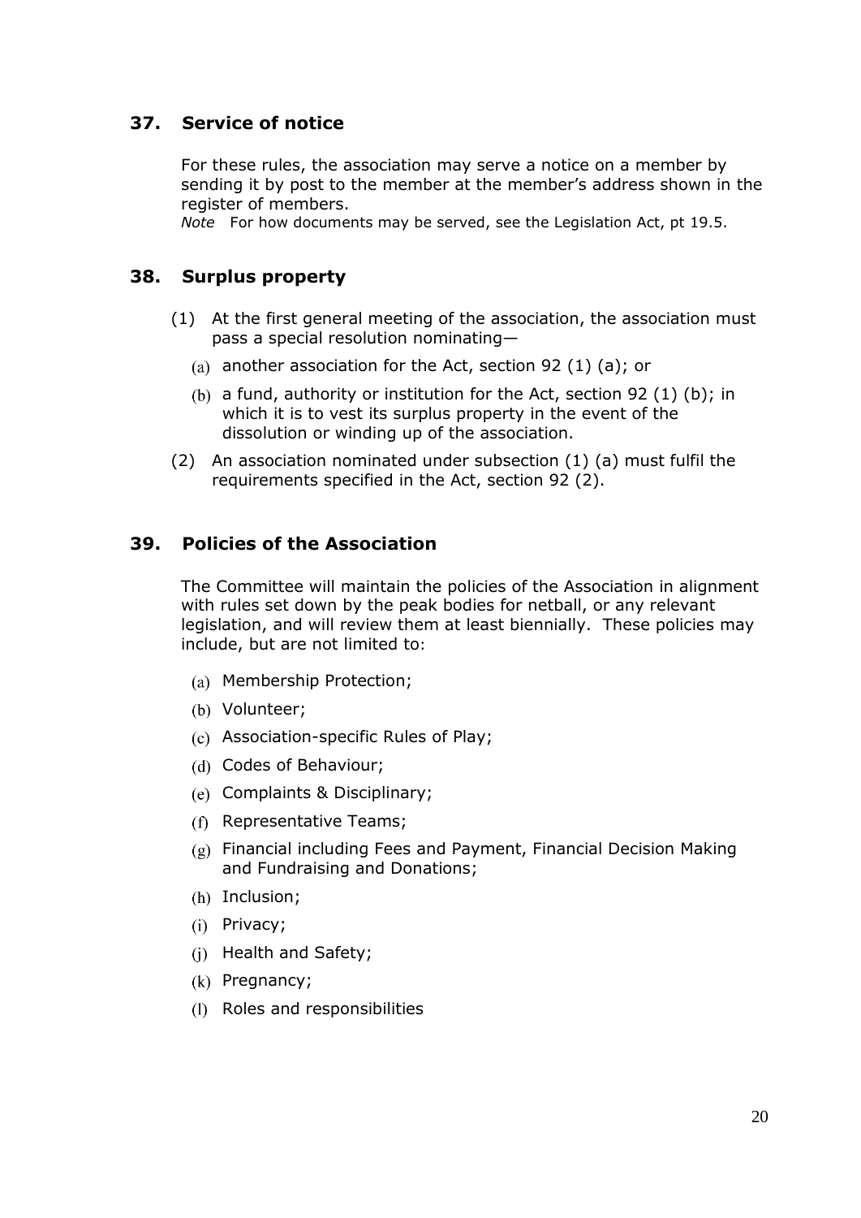## 37. Service of notice

For these rules, the association may serve a notice on a member by sending it by post to the member at the member's address shown in the register of members.

*Note* For how documents may be served, see the Legislation Act, pt 19.5.

## 38. Surplus property

(1) At the first general meeting of the association, the association must pass a special resolution nominating—

(a) another association for the Act, section 92 (1) (a); or

(b) a fund, authority or institution for the Act, section 92 (1) (b); in which it is to vest its surplus property in the event of the dissolution or winding up of the association.

(2) An association nominated under subsection (1) (a) must fulfil the requirements specified in the Act, section 92 (2).

## 39. Policies of the Association

The Committee will maintain the policies of the Association in alignment with rules set down by the peak bodies for netball, or any relevant legislation, and will review them at least biennially. These policies may include, but are not limited to:

(a) Membership Protection;

(b) Volunteer;

(c) Association-specific Rules of Play;

(d) Codes of Behaviour;

(e) Complaints & Disciplinary;

(f) Representative Teams;

(g) Financial including Fees and Payment, Financial Decision Making and Fundraising and Donations;

(h) Inclusion;

(i) Privacy;

(j) Health and Safety;

(k) Pregnancy;

(l) Roles and responsibilities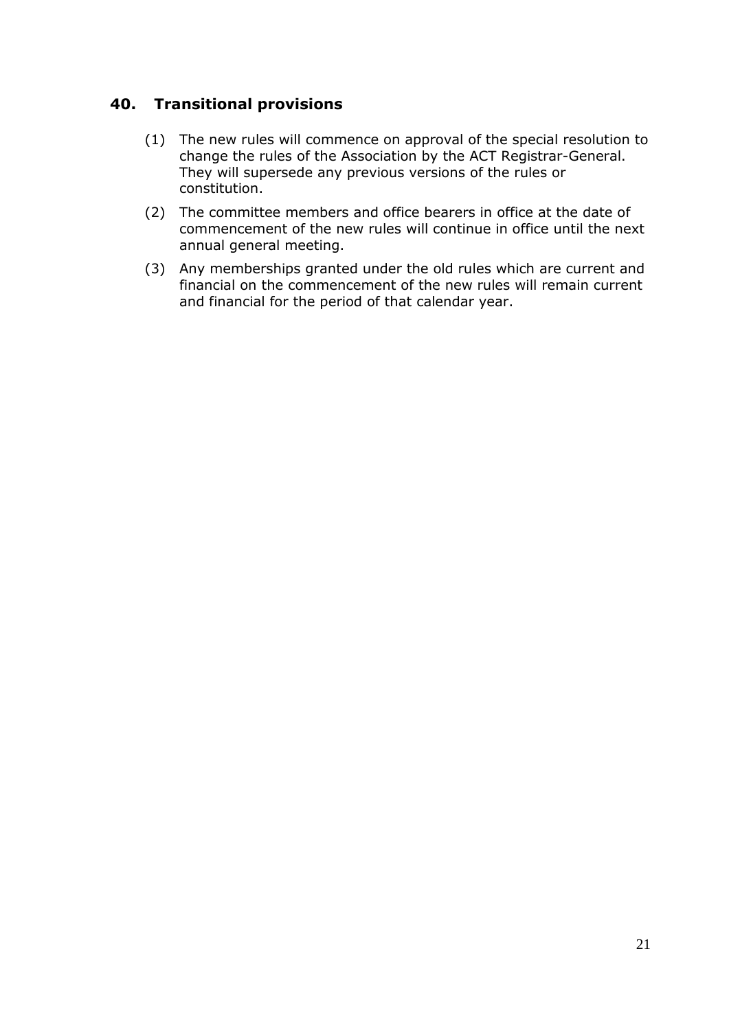## 40. Transitional provisions

(1) The new rules will commence on approval of the special resolution to change the rules of the Association by the ACT Registrar-General. They will supersede any previous versions of the rules or constitution.

(2) The committee members and office bearers in office at the date of commencement of the new rules will continue in office until the next annual general meeting.

(3) Any memberships granted under the old rules which are current and financial on the commencement of the new rules will remain current and financial for the period of that calendar year.